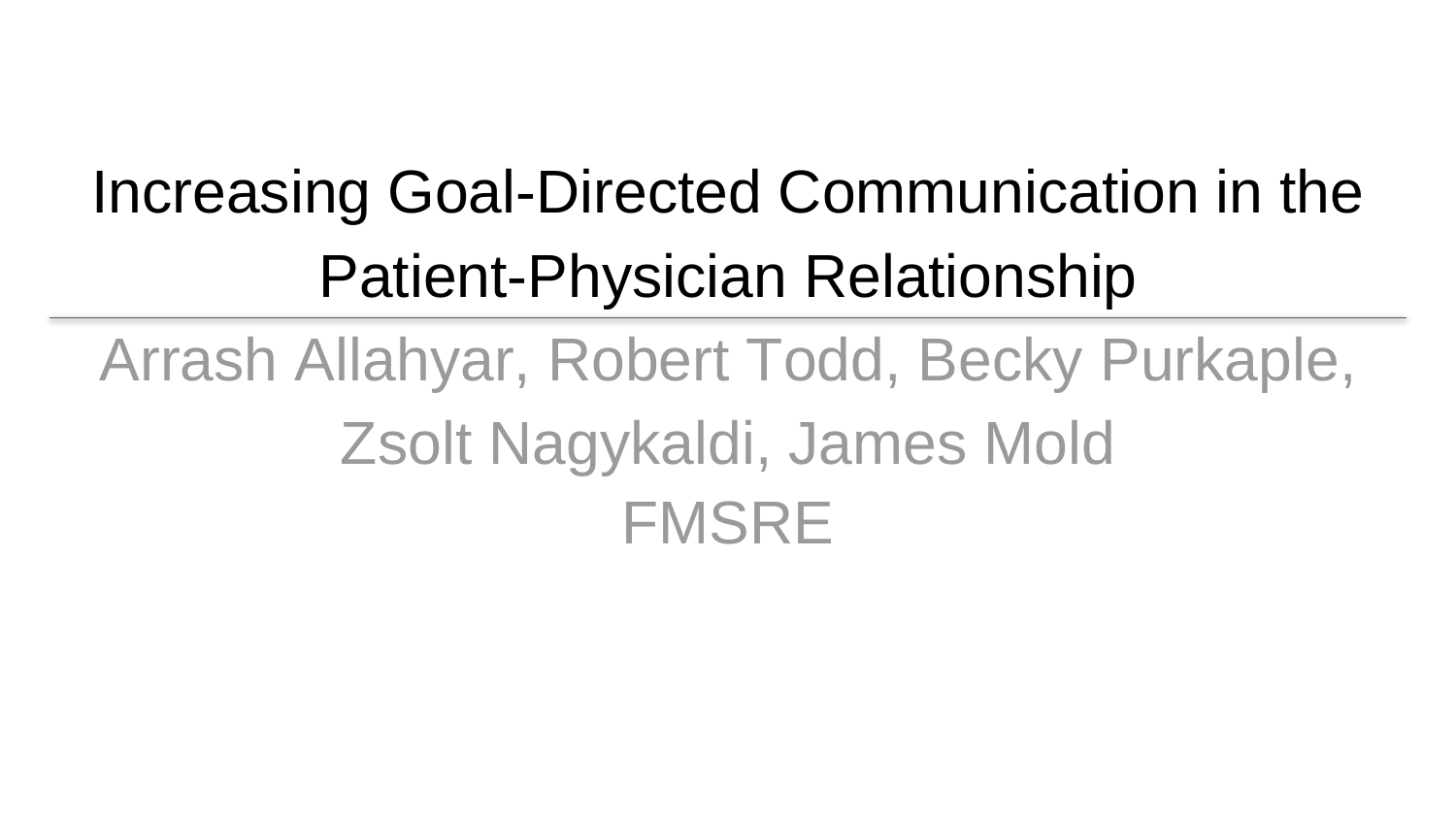# Increasing Goal-Directed Communication in the Patient-Physician Relationship

Arrash Allahyar, Robert Todd, Becky Purkaple, Zsolt Nagykaldi, James Mold

FMSRE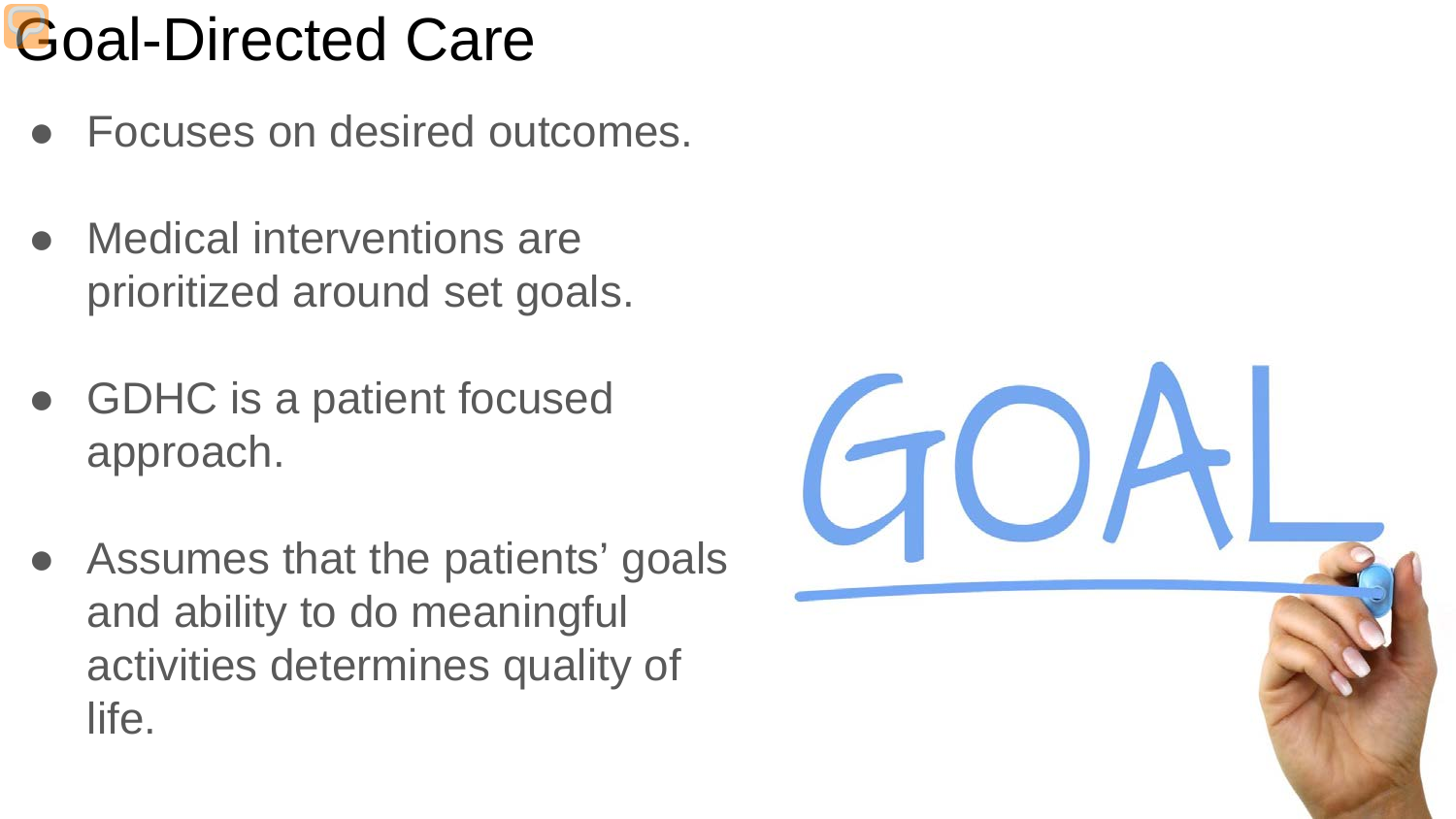# Goal-Directed Care

- Focuses on desired outcomes.
- Medical interventions are prioritized around set goals.
- GDHC is a patient focused approach.
- Assumes that the patients' goals and ability to do meaningful activities determines quality of life.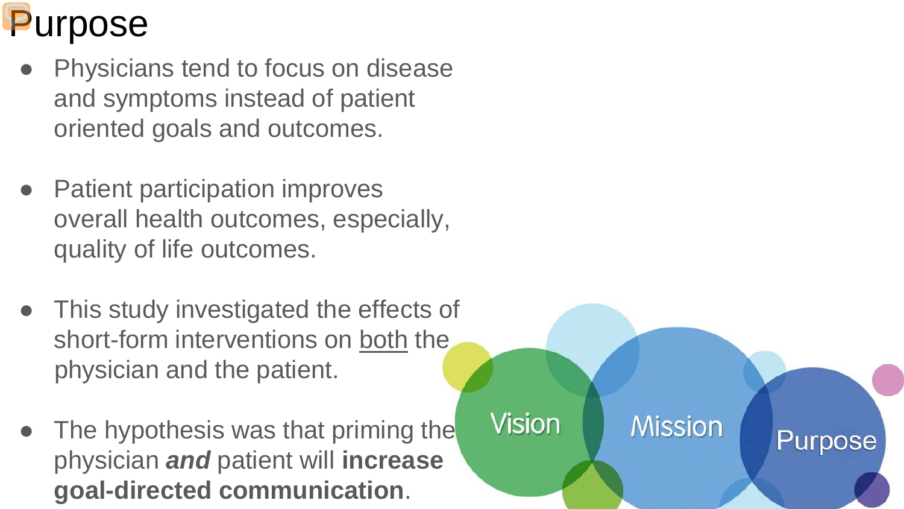# Purpose

- Physicians tend to focus on disease and symptoms instead of patient oriented goals and outcomes.
- Patient participation improves overall health outcomes, especially, quality of life outcomes.
- This study investigated the effects of short-form interventions on both the physician and the patient.
- The hypothesis was that priming the physician ***and*** patient will **increase goal-directed communication**.

Vision
Mission
Purpose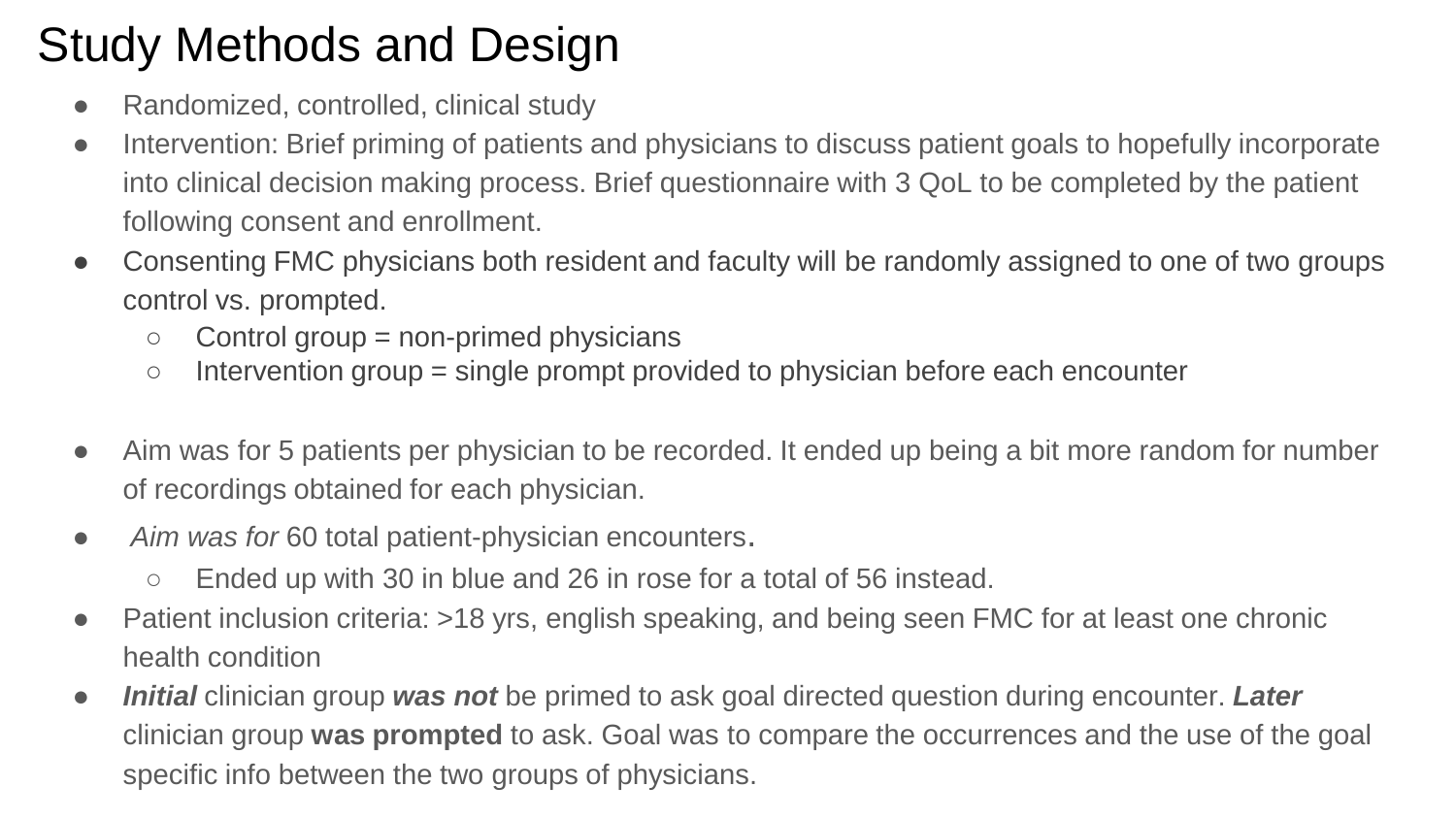# Study Methods and Design

- Randomized, controlled, clinical study
- Intervention: Brief priming of patients and physicians to discuss patient goals to hopefully incorporate into clinical decision making process. Brief questionnaire with 3 QoL to be completed by the patient following consent and enrollment.
- Consenting FMC physicians both resident and faculty will be randomly assigned to one of two groups control vs. prompted.
  - Control group = non-primed physicians
  - Intervention group = single prompt provided to physician before each encounter
- Aim was for 5 patients per physician to be recorded. It ended up being a bit more random for number of recordings obtained for each physician.
- *Aim was for* 60 total patient-physician encounters**.**
  - Ended up with 30 in blue and 26 in rose for a total of 56 instead.
- Patient inclusion criteria: >18 yrs, english speaking, and being seen FMC for at least one chronic health condition
- ***Initial*** clinician group ***was not*** be primed to ask goal directed question during encounter. ***Later*** clinician group **was prompted** to ask. Goal was to compare the occurrences and the use of the goal specific info between the two groups of physicians.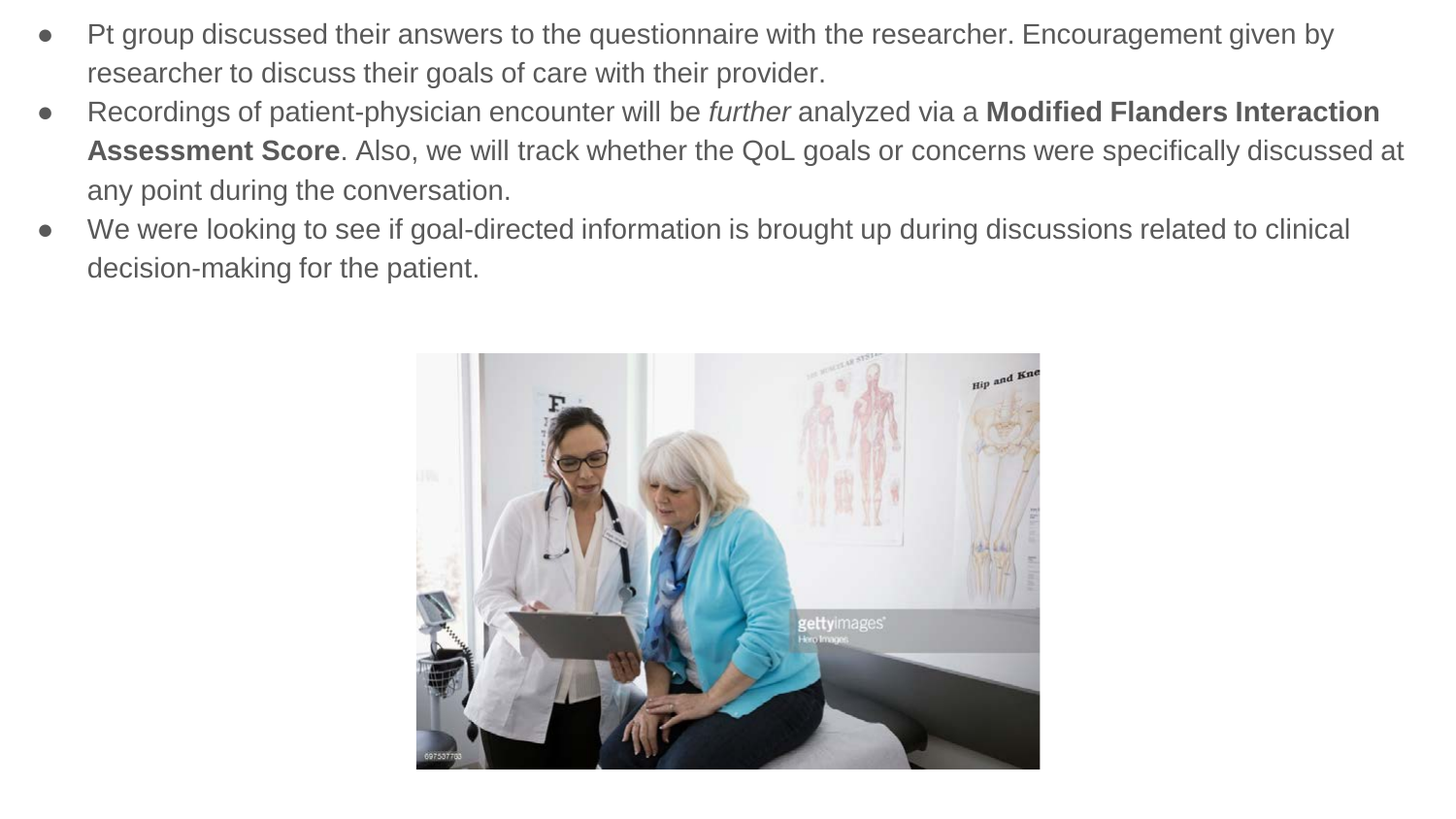- Pt group discussed their answers to the questionnaire with the researcher. Encouragement given by researcher to discuss their goals of care with their provider.
- Recordings of patient-physician encounter will be *further* analyzed via a **Modified Flanders Interaction Assessment Score**. Also, we will track whether the QoL goals or concerns were specifically discussed at any point during the conversation.
- We were looking to see if goal-directed information is brought up during discussions related to clinical decision-making for the patient.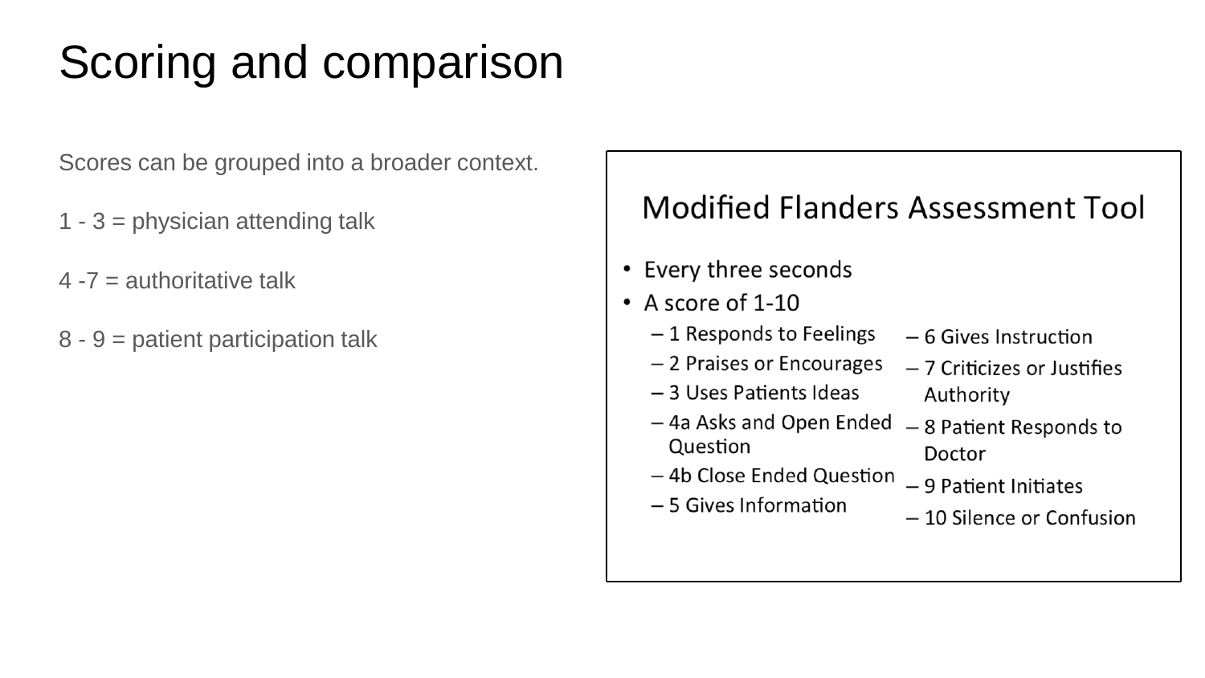# Scoring and comparison

Scores can be grouped into a broader context.

1 - 3 = physician attending talk

4 -7 = authoritative talk

8 - 9 = patient participation talk

## Modified Flanders Assessment Tool

- Every three seconds
- A score of 1-10
  - 1 Responds to Feelings
  - 2 Praises or Encourages
  - 3 Uses Patients Ideas
  - 4a Asks and Open Ended Question
  - 4b Close Ended Question
  - 5 Gives Information
  - 6 Gives Instruction
  - 7 Criticizes or Justifies Authority
  - 8 Patient Responds to Doctor
  - 9 Patient Initiates
  - 10 Silence or Confusion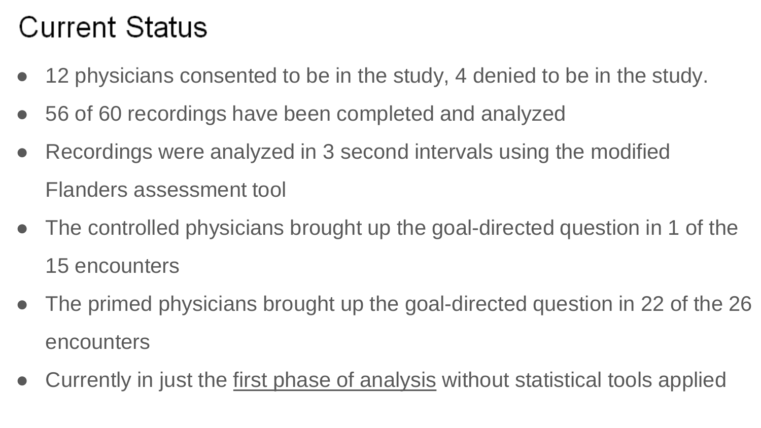# Current Status

- 12 physicians consented to be in the study, 4 denied to be in the study.
- 56 of 60 recordings have been completed and analyzed
- Recordings were analyzed in 3 second intervals using the modified Flanders assessment tool
- The controlled physicians brought up the goal-directed question in 1 of the 15 encounters
- The primed physicians brought up the goal-directed question in 22 of the 26 encounters
- Currently in just the first phase of analysis without statistical tools applied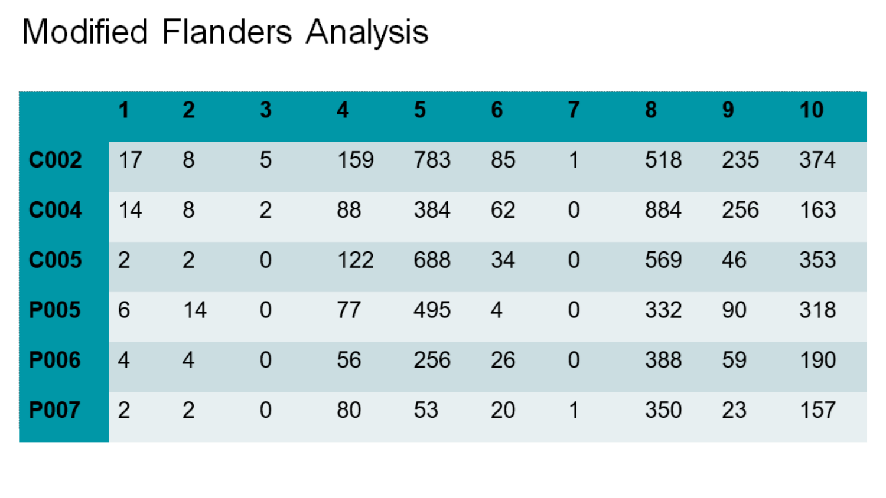# Modified Flanders Analysis

| | 1 | 2 | 3 | 4 | 5 | 6 | 7 | 8 | 9 | 10 |
|---|---|---|---|---|---|---|---|---|---|---|
| **C002** | 17 | 8 | 5 | 159 | 783 | 85 | 1 | 518 | 235 | 374 |
| **C004** | 14 | 8 | 2 | 88 | 384 | 62 | 0 | 884 | 256 | 163 |
| **C005** | 2 | 2 | 0 | 122 | 688 | 34 | 0 | 569 | 46 | 353 |
| **P005** | 6 | 14 | 0 | 77 | 495 | 4 | 0 | 332 | 90 | 318 |
| **P006** | 4 | 4 | 0 | 56 | 256 | 26 | 0 | 388 | 59 | 190 |
| **P007** | 2 | 2 | 0 | 80 | 53 | 20 | 1 | 350 | 23 | 157 |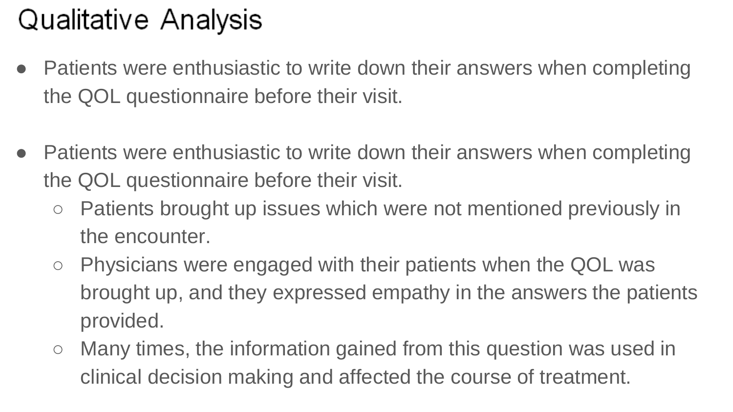# Qualitative Analysis

- Patients were enthusiastic to write down their answers when completing the QOL questionnaire before their visit.

- Patients were enthusiastic to write down their answers when completing the QOL questionnaire before their visit.
  - Patients brought up issues which were not mentioned previously in the encounter.
  - Physicians were engaged with their patients when the QOL was brought up, and they expressed empathy in the answers the patients provided.
  - Many times, the information gained from this question was used in clinical decision making and affected the course of treatment.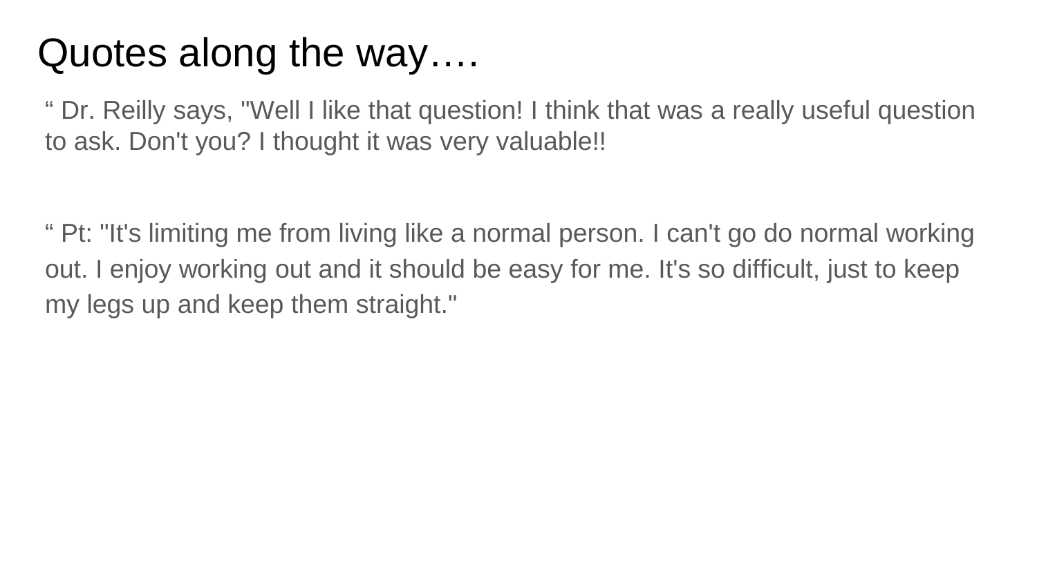# Quotes along the way….

“ Dr. Reilly says, "Well I like that question! I think that was a really useful question to ask. Don't you? I thought it was very valuable!!

“ Pt: "It's limiting me from living like a normal person. I can't go do normal working out. I enjoy working out and it should be easy for me. It's so difficult, just to keep my legs up and keep them straight."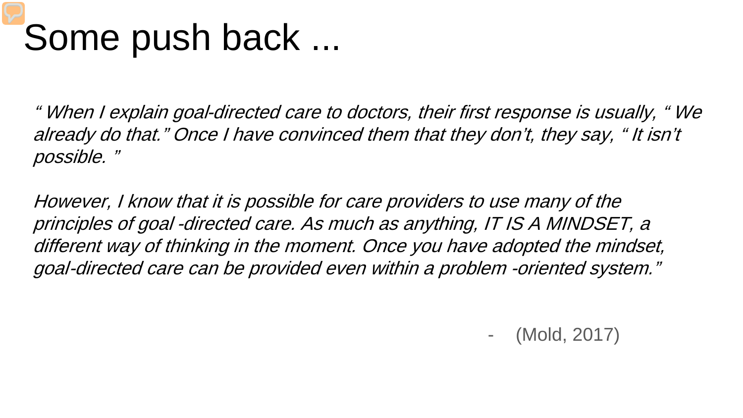# Some push back ...

*" When I explain goal-directed care to doctors, their first response is usually, " We already do that." Once I have convinced them that they don't, they say, " It isn't possible. "*

*However, I know that it is possible for care providers to use many of the principles of goal -directed care. As much as anything, IT IS A MINDSET, a different way of thinking in the moment. Once you have adopted the mindset, goal-directed care can be provided even within a problem -oriented system."*

- (Mold, 2017)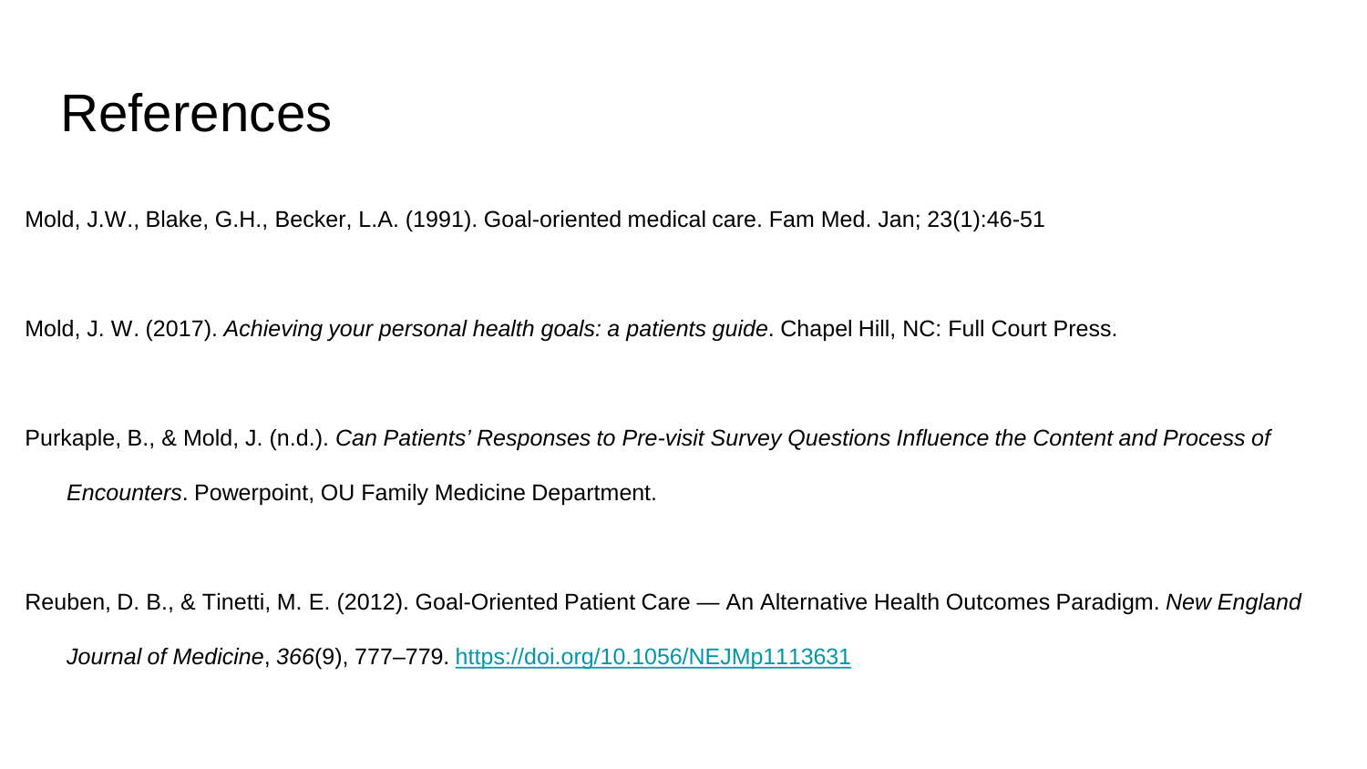# References

Mold, J.W., Blake, G.H., Becker, L.A. (1991). Goal-oriented medical care. Fam Med. Jan; 23(1):46-51

Mold, J. W. (2017). *Achieving your personal health goals: a patients guide*. Chapel Hill, NC: Full Court Press.

Purkaple, B., & Mold, J. (n.d.). *Can Patients' Responses to Pre-visit Survey Questions Influence the Content and Process of Encounters*. Powerpoint, OU Family Medicine Department.

Reuben, D. B., & Tinetti, M. E. (2012). Goal-Oriented Patient Care — An Alternative Health Outcomes Paradigm. *New England Journal of Medicine*, *366*(9), 777–779. https://doi.org/10.1056/NEJMp1113631